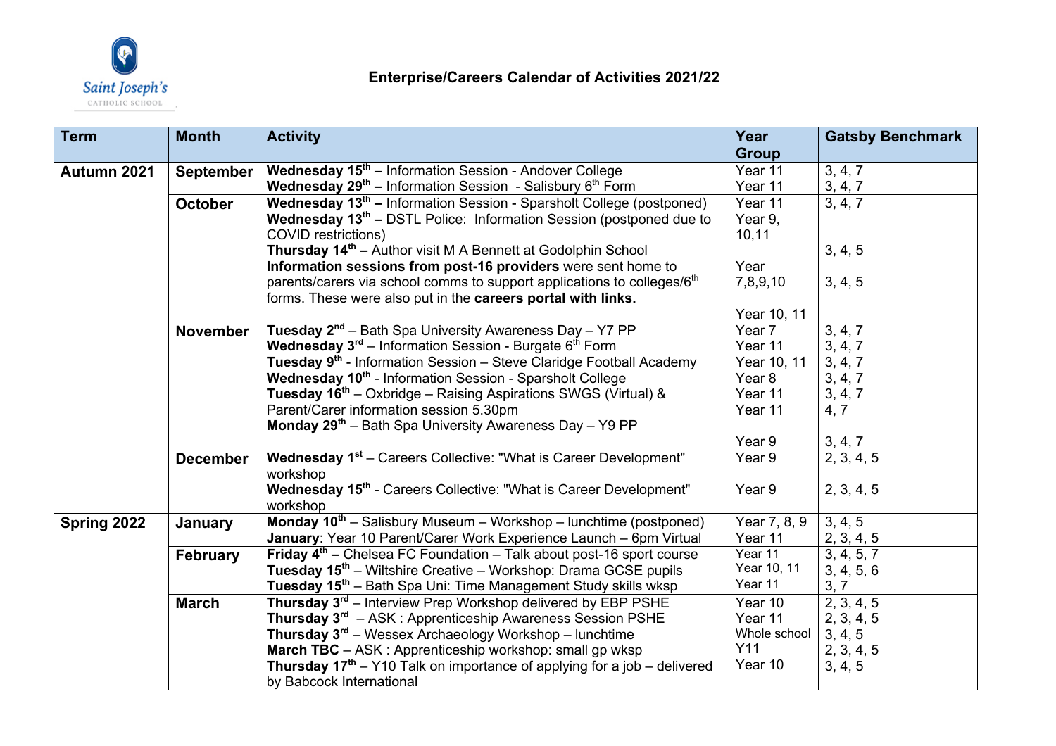Saint Joseph's
CATHOLIC SCHOOL

# Enterprise/Careers Calendar of Activities 2021/22

| Term | Month | Activity | Year Group | Gatsby Benchmark |
|---|---|---|---|---|
| **Autumn 2021** | **September** | **Wednesday 15th –** Information Session - Andover College<br>**Wednesday 29th –** Information Session - Salisbury 6th Form | Year 11<br>Year 11 | 3, 4, 7<br>3, 4, 7 |
| | **October** | **Wednesday 13th –** Information Session - Sparsholt College (postponed)<br>**Wednesday 13th –** DSTL Police: Information Session (postponed due to COVID restrictions)<br>**Thursday 14th –** Author visit M A Bennett at Godolphin School<br>**Information sessions from post-16 providers** were sent home to parents/carers via school comms to support applications to colleges/6th forms. These were also put in the **careers portal with links.** | Year 11<br>Year 9, 10,11<br>Year 7,8,9,10<br>Year 10, 11 | 3, 4, 7<br>3, 4, 5<br>3, 4, 5 |
| | **November** | **Tuesday 2nd** – Bath Spa University Awareness Day – Y7 PP<br>**Wednesday 3rd** – Information Session - Burgate 6th Form<br>**Tuesday 9th** - Information Session – Steve Claridge Football Academy<br>**Wednesday 10th** - Information Session - Sparsholt College<br>**Tuesday 16th** – Oxbridge – Raising Aspirations SWGS (Virtual) & Parent/Carer information session 5.30pm<br>**Monday 29th** – Bath Spa University Awareness Day – Y9 PP | Year 7<br>Year 11<br>Year 10, 11<br>Year 8<br>Year 11<br>Year 11<br>Year 9 | 3, 4, 7<br>3, 4, 7<br>3, 4, 7<br>3, 4, 7<br>3, 4, 7<br>4, 7<br>3, 4, 7 |
| | **December** | **Wednesday 1st** – Careers Collective: "What is Career Development" workshop<br>**Wednesday 15th** - Careers Collective: "What is Career Development" workshop | Year 9<br>Year 9 | 2, 3, 4, 5<br>2, 3, 4, 5 |
| **Spring 2022** | **January** | **Monday 10th** – Salisbury Museum – Workshop – lunchtime (postponed)<br>**January**: Year 10 Parent/Carer Work Experience Launch – 6pm Virtual | Year 7, 8, 9<br>Year 11 | 3, 4, 5<br>2, 3, 4, 5 |
| | **February** | **Friday 4th –** Chelsea FC Foundation – Talk about post-16 sport course<br>**Tuesday 15th** – Wiltshire Creative – Workshop: Drama GCSE pupils<br>**Tuesday 15th** – Bath Spa Uni: Time Management Study skills wksp | Year 11<br>Year 10, 11<br>Year 11 | 3, 4, 5, 7<br>3, 4, 5, 6<br>3, 7 |
| | **March** | **Thursday 3rd** – Interview Prep Workshop delivered by EBP PSHE<br>**Thursday 3rd** – ASK : Apprenticeship Awareness Session PSHE<br>**Thursday 3rd** – Wessex Archaeology Workshop – lunchtime<br>**March TBC** – ASK : Apprenticeship workshop: small gp wksp<br>**Thursday 17th** – Y10 Talk on importance of applying for a job – delivered by Babcock International | Year 10<br>Year 11<br>Whole school<br>Y11<br>Year 10 | 2, 3, 4, 5<br>2, 3, 4, 5<br>3, 4, 5<br>2, 3, 4, 5<br>3, 4, 5 |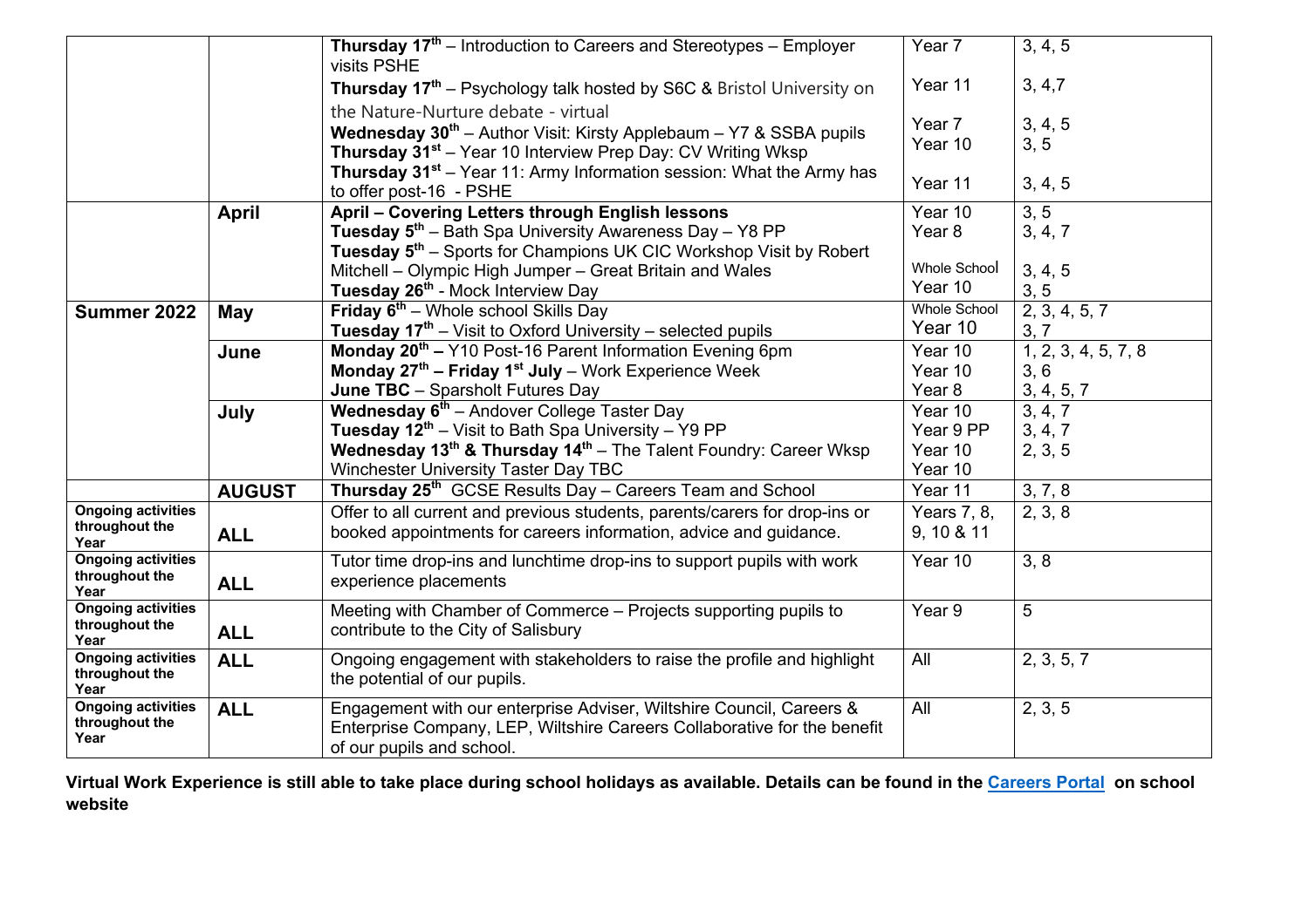| | | | | |
|---|---|---|---|---|
| | | **Thursday 17th** – Introduction to Careers and Stereotypes – Employer visits PSHE<br>**Thursday 17th** – Psychology talk hosted by S6C & Bristol University on the Nature-Nurture debate - virtual<br>**Wednesday 30th** – Author Visit: Kirsty Applebaum – Y7 & SSBA pupils<br>**Thursday 31st** – Year 10 Interview Prep Day: CV Writing Wksp<br>**Thursday 31st** – Year 11: Army Information session: What the Army has to offer post-16 - PSHE | Year 7<br>Year 11<br>Year 7<br>Year 10<br>Year 11 | 3, 4, 5<br>3, 4,7<br>3, 4, 5<br>3, 5<br>3, 4, 5 |
| | **April** | **April – Covering Letters through English lessons**<br>**Tuesday 5th** – Bath Spa University Awareness Day – Y8 PP<br>**Tuesday 5th** – Sports for Champions UK CIC Workshop Visit by Robert Mitchell – Olympic High Jumper – Great Britain and Wales<br>**Tuesday 26th** - Mock Interview Day | Year 10<br>Year 8<br>Whole School<br>Year 10 | 3, 5<br>3, 4, 7<br>3, 4, 5<br>3, 5 |
| **Summer 2022** | **May** | **Friday 6th** – Whole school Skills Day<br>**Tuesday 17th** – Visit to Oxford University – selected pupils | Whole School<br>Year 10 | 2, 3, 4, 5, 7<br>3, 7 |
| | **June** | **Monday 20th** – Y10 Post-16 Parent Information Evening 6pm<br>**Monday 27th – Friday 1st July** – Work Experience Week<br>**June TBC** – Sparsholt Futures Day | Year 10<br>Year 10<br>Year 8 | 1, 2, 3, 4, 5, 7, 8<br>3, 6<br>3, 4, 5, 7 |
| | **July** | **Wednesday 6th** – Andover College Taster Day<br>**Tuesday 12th** – Visit to Bath Spa University – Y9 PP<br>**Wednesday 13th & Thursday 14th** – The Talent Foundry: Career Wksp<br>Winchester University Taster Day TBC | Year 10<br>Year 9 PP<br>Year 10<br>Year 10 | 3, 4, 7<br>3, 4, 7<br>2, 3, 5 |
| | **AUGUST** | **Thursday 25th** GCSE Results Day – Careers Team and School | Year 11 | 3, 7, 8 |
| **Ongoing activities throughout the Year** | **ALL** | Offer to all current and previous students, parents/carers for drop-ins or booked appointments for careers information, advice and guidance. | Years 7, 8, 9, 10 & 11 | 2, 3, 8 |
| **Ongoing activities throughout the Year** | **ALL** | Tutor time drop-ins and lunchtime drop-ins to support pupils with work experience placements | Year 10 | 3, 8 |
| **Ongoing activities throughout the Year** | **ALL** | Meeting with Chamber of Commerce – Projects supporting pupils to contribute to the City of Salisbury | Year 9 | 5 |
| **Ongoing activities throughout the Year** | **ALL** | Ongoing engagement with stakeholders to raise the profile and highlight the potential of our pupils. | All | 2, 3, 5, 7 |
| **Ongoing activities throughout the Year** | **ALL** | Engagement with our enterprise Adviser, Wiltshire Council, Careers & Enterprise Company, LEP, Wiltshire Careers Collaborative for the benefit of our pupils and school. | All | 2, 3, 5 |

**Virtual Work Experience is still able to take place during school holidays as available. Details can be found in the [Careers Portal](Careers Portal) on school website**